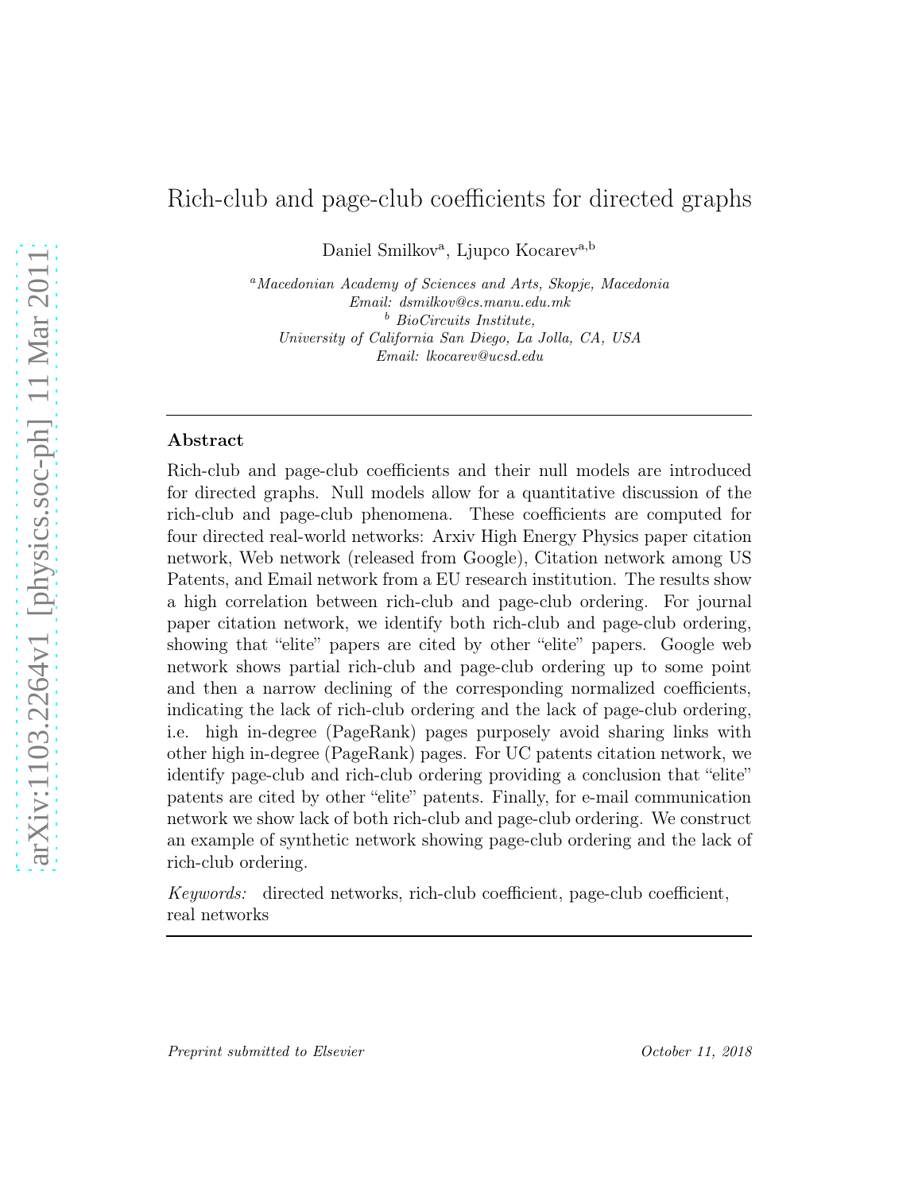# Rich-club and page-club coefficients for directed graphs

Daniel Smilkov[a], Ljupco Kocarev[a,b]

[a] *Macedonian Academy of Sciences and Arts, Skopje, Macedonia*
*Email: dsmilkov@cs.manu.edu.mk*
[b] *BioCircuits Institute,*
*University of California San Diego, La Jolla, CA, USA*
*Email: lkocarev@ucsd.edu*

---

## Abstract

Rich-club and page-club coefficients and their null models are introduced for directed graphs. Null models allow for a quantitative discussion of the rich-club and page-club phenomena. These coefficients are computed for four directed real-world networks: Arxiv High Energy Physics paper citation network, Web network (released from Google), Citation network among US Patents, and Email network from a EU research institution. The results show a high correlation between rich-club and page-club ordering. For journal paper citation network, we identify both rich-club and page-club ordering, showing that "elite" papers are cited by other "elite" papers. Google web network shows partial rich-club and page-club ordering up to some point and then a narrow declining of the corresponding normalized coefficients, indicating the lack of rich-club ordering and the lack of page-club ordering, i.e. high in-degree (PageRank) pages purposely avoid sharing links with other high in-degree (PageRank) pages. For UC patents citation network, we identify page-club and rich-club ordering providing a conclusion that "elite" patents are cited by other "elite" patents. Finally, for e-mail communication network we show lack of both rich-club and page-club ordering. We construct an example of synthetic network showing page-club ordering and the lack of rich-club ordering.

*Keywords:* directed networks, rich-club coefficient, page-club coefficient, real networks

---

*Preprint submitted to Elsevier* October 11, 2018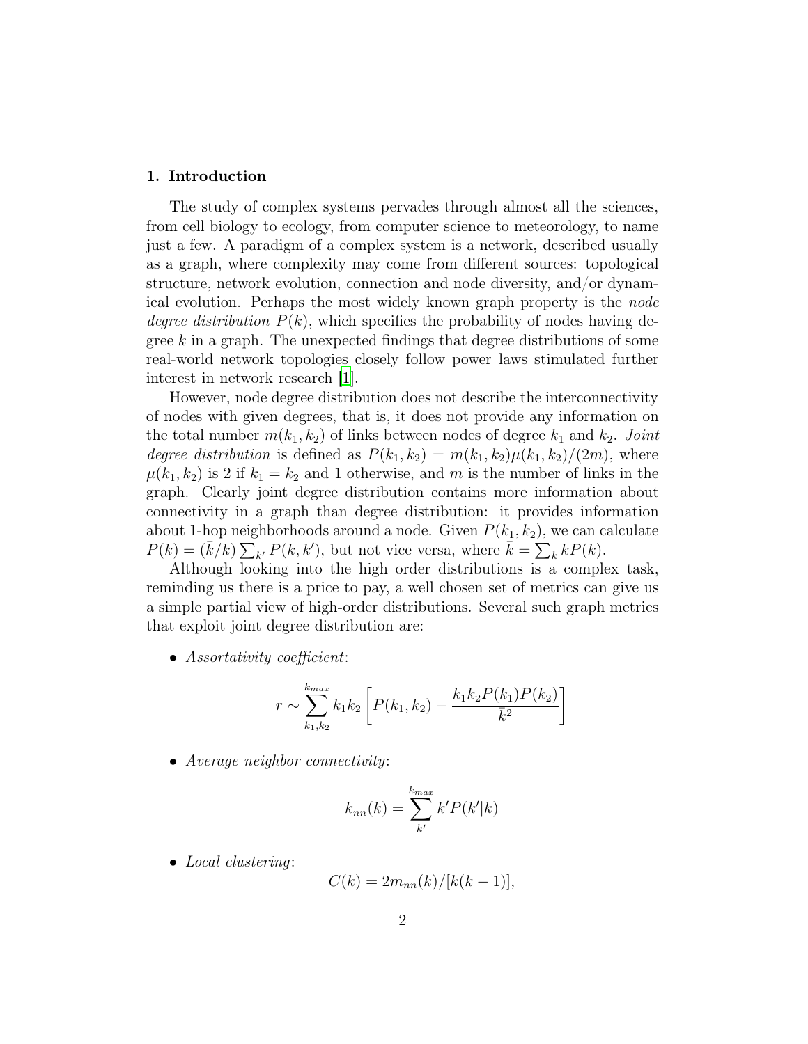## 1. Introduction

The study of complex systems pervades through almost all the sciences, from cell biology to ecology, from computer science to meteorology, to name just a few. A paradigm of a complex system is a network, described usually as a graph, where complexity may come from different sources: topological structure, network evolution, connection and node diversity, and/or dynamical evolution. Perhaps the most widely known graph property is the *node degree distribution* $P(k)$, which specifies the probability of nodes having degree $k$ in a graph. The unexpected findings that degree distributions of some real-world network topologies closely follow power laws stimulated further interest in network research [1].

However, node degree distribution does not describe the interconnectivity of nodes with given degrees, that is, it does not provide any information on the total number $m(k_1, k_2)$ of links between nodes of degree $k_1$ and $k_2$. *Joint degree distribution* is defined as $P(k_1, k_2) = m(k_1, k_2)\mu(k_1, k_2)/(2m)$, where $\mu(k_1, k_2)$ is 2 if $k_1 = k_2$ and 1 otherwise, and $m$ is the number of links in the graph. Clearly joint degree distribution contains more information about connectivity in a graph than degree distribution: it provides information about 1-hop neighborhoods around a node. Given $P(k_1, k_2)$, we can calculate $P(k) = (\bar{k}/k)\sum_{k'} P(k, k')$, but not vice versa, where $\bar{k} = \sum_k kP(k)$.

Although looking into the high order distributions is a complex task, reminding us there is a price to pay, a well chosen set of metrics can give us a simple partial view of high-order distributions. Several such graph metrics that exploit joint degree distribution are:

- *Assortativity coefficient*:

$$r \sim \sum_{k_1, k_2}^{k_{max}} k_1 k_2 \left[ P(k_1, k_2) - \frac{k_1 k_2 P(k_1) P(k_2)}{\bar{k}^2} \right]$$

- *Average neighbor connectivity*:

$$k_{nn}(k) = \sum_{k'}^{k_{max}} k' P(k'|k)$$

- *Local clustering*:

$$C(k) = 2m_{nn}(k)/[k(k-1)],$$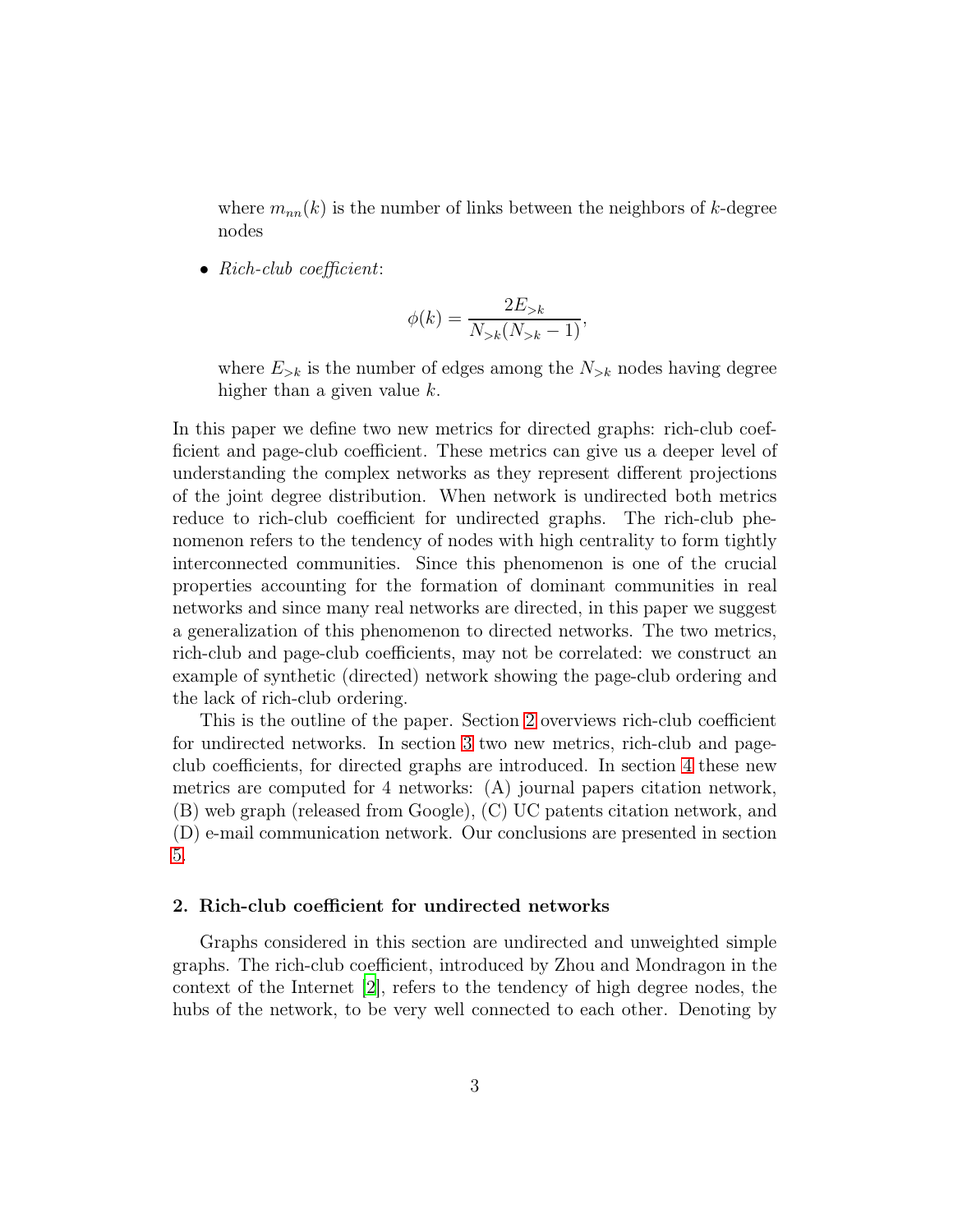where $m_{nn}(k)$ is the number of links between the neighbors of $k$-degree nodes

- *Rich-club coefficient*:

$$\phi(k) = \frac{2E_{>k}}{N_{>k}(N_{>k}-1)},$$

where $E_{>k}$ is the number of edges among the $N_{>k}$ nodes having degree higher than a given value $k$.

In this paper we define two new metrics for directed graphs: rich-club coefficient and page-club coefficient. These metrics can give us a deeper level of understanding the complex networks as they represent different projections of the joint degree distribution. When network is undirected both metrics reduce to rich-club coefficient for undirected graphs. The rich-club phenomenon refers to the tendency of nodes with high centrality to form tightly interconnected communities. Since this phenomenon is one of the crucial properties accounting for the formation of dominant communities in real networks and since many real networks are directed, in this paper we suggest a generalization of this phenomenon to directed networks. The two metrics, rich-club and page-club coefficients, may not be correlated: we construct an example of synthetic (directed) network showing the page-club ordering and the lack of rich-club ordering.

This is the outline of the paper. Section 2 overviews rich-club coefficient for undirected networks. In section 3 two new metrics, rich-club and page-club coefficients, for directed graphs are introduced. In section 4 these new metrics are computed for 4 networks: (A) journal papers citation network, (B) web graph (released from Google), (C) UC patents citation network, and (D) e-mail communication network. Our conclusions are presented in section 5.

## 2. Rich-club coefficient for undirected networks

Graphs considered in this section are undirected and unweighted simple graphs. The rich-club coefficient, introduced by Zhou and Mondragon in the context of the Internet [2], refers to the tendency of high degree nodes, the hubs of the network, to be very well connected to each other. Denoting by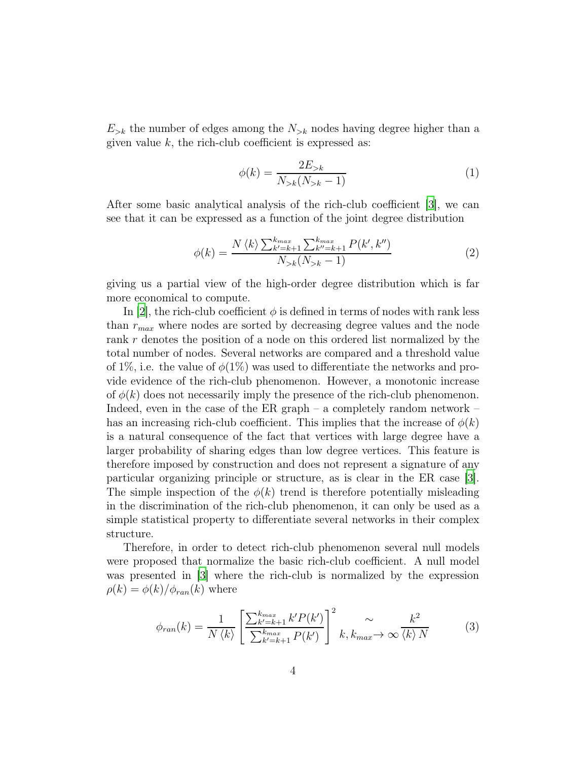$E_{>k}$ the number of edges among the $N_{>k}$ nodes having degree higher than a given value $k$, the rich-club coefficient is expressed as:

$$\phi(k) = \frac{2E_{>k}}{N_{>k}(N_{>k} - 1)} \tag{1}$$

After some basic analytical analysis of the rich-club coefficient [3], we can see that it can be expressed as a function of the joint degree distribution

$$\phi(k) = \frac{N \langle k \rangle \sum_{k'=k+1}^{k_{max}} \sum_{k''=k+1}^{k_{max}} P(k', k'')}{N_{>k}(N_{>k} - 1)} \tag{2}$$

giving us a partial view of the high-order degree distribution which is far more economical to compute.

In [2], the rich-club coefficient $\phi$ is defined in terms of nodes with rank less than $r_{max}$ where nodes are sorted by decreasing degree values and the node rank $r$ denotes the position of a node on this ordered list normalized by the total number of nodes. Several networks are compared and a threshold value of 1%, i.e. the value of $\phi(1\%)$ was used to differentiate the networks and provide evidence of the rich-club phenomenon. However, a monotonic increase of $\phi(k)$ does not necessarily imply the presence of the rich-club phenomenon. Indeed, even in the case of the ER graph – a completely random network – has an increasing rich-club coefficient. This implies that the increase of $\phi(k)$ is a natural consequence of the fact that vertices with large degree have a larger probability of sharing edges than low degree vertices. This feature is therefore imposed by construction and does not represent a signature of any particular organizing principle or structure, as is clear in the ER case [3]. The simple inspection of the $\phi(k)$ trend is therefore potentially misleading in the discrimination of the rich-club phenomenon, it can only be used as a simple statistical property to differentiate several networks in their complex structure.

Therefore, in order to detect rich-club phenomenon several null models were proposed that normalize the basic rich-club coefficient. A null model was presented in [3] where the rich-club is normalized by the expression $\rho(k) = \phi(k)/\phi_{ran}(k)$ where

$$\phi_{ran}(k) = \frac{1}{N \langle k \rangle} \left[ \frac{\sum_{k'=k+1}^{k_{max}} k' P(k')}{\sum_{k'=k+1}^{k_{max}} P(k')} \right]^2 \underset{k,\, k_{max} \to \infty}{\sim} \frac{k^2}{\langle k \rangle N} \tag{3}$$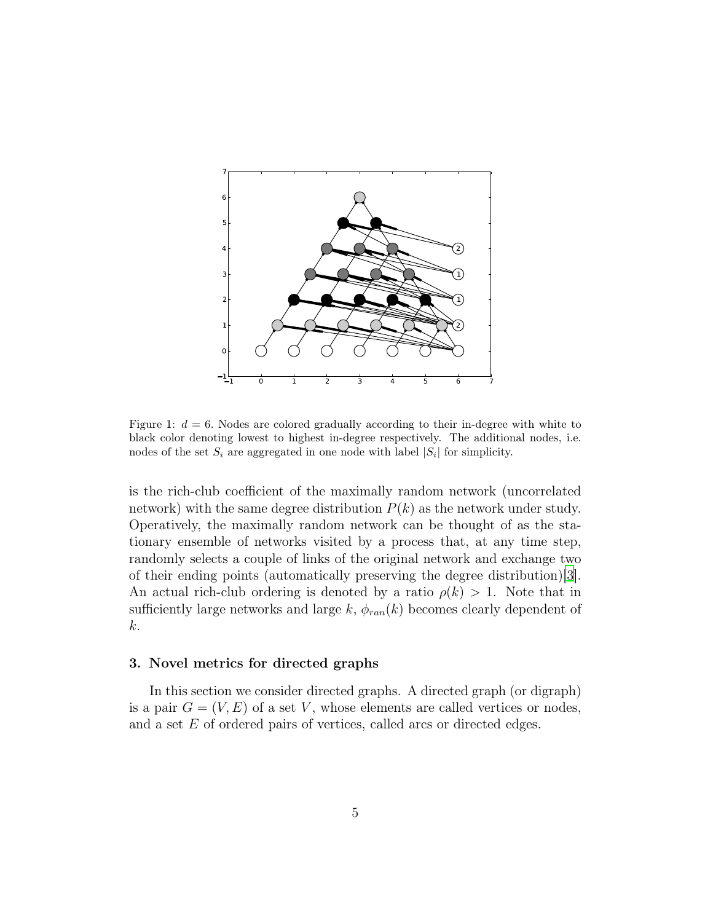Figure 1: $d = 6$. Nodes are colored gradually according to their in-degree with white to black color denoting lowest to highest in-degree respectively. The additional nodes, i.e. nodes of the set $S_i$ are aggregated in one node with label $|S_i|$ for simplicity.

is the rich-club coefficient of the maximally random network (uncorrelated network) with the same degree distribution $P(k)$ as the network under study. Operatively, the maximally random network can be thought of as the stationary ensemble of networks visited by a process that, at any time step, randomly selects a couple of links of the original network and exchange two of their ending points (automatically preserving the degree distribution)[3]. An actual rich-club ordering is denoted by a ratio $\rho(k) > 1$. Note that in sufficiently large networks and large $k$, $\phi_{ran}(k)$ becomes clearly dependent of $k$.

### 3. Novel metrics for directed graphs

In this section we consider directed graphs. A directed graph (or digraph) is a pair $G = (V, E)$ of a set $V$, whose elements are called vertices or nodes, and a set $E$ of ordered pairs of vertices, called arcs or directed edges.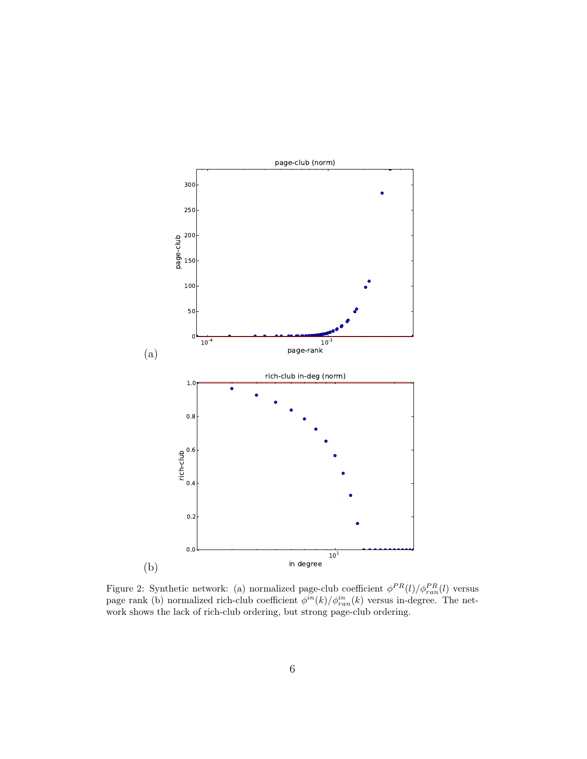(a)

(b)

Figure 2: Synthetic network: (a) normalized page-club coefficient $\phi^{PR}(l)/\phi^{PR}_{ran}(l)$ versus page rank (b) normalized rich-club coefficient $\phi^{in}(k)/\phi^{in}_{ran}(k)$ versus in-degree. The network shows the lack of rich-club ordering, but strong page-club ordering.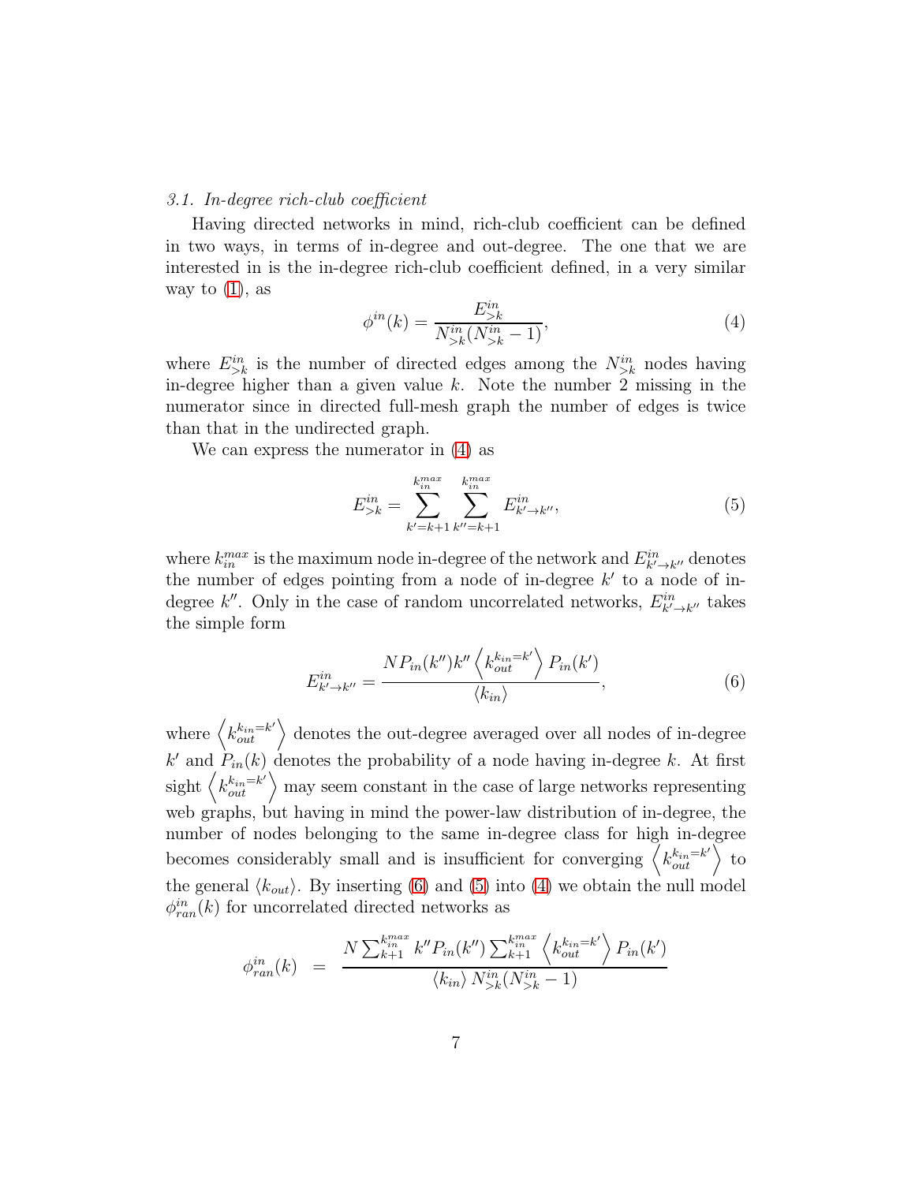### *3.1. In-degree rich-club coefficient*

Having directed networks in mind, rich-club coefficient can be defined in two ways, in terms of in-degree and out-degree. The one that we are interested in is the in-degree rich-club coefficient defined, in a very similar way to (1), as

$$\phi^{in}(k) = \frac{E^{in}_{>k}}{N^{in}_{>k}(N^{in}_{>k}-1)}, \tag{4}$$

where $E^{in}_{>k}$ is the number of directed edges among the $N^{in}_{>k}$ nodes having in-degree higher than a given value $k$. Note the number 2 missing in the numerator since in directed full-mesh graph the number of edges is twice than that in the undirected graph.

We can express the numerator in (4) as

$$E^{in}_{>k} = \sum_{k'=k+1}^{k^{max}_{in}} \sum_{k''=k+1}^{k^{max}_{in}} E^{in}_{k' \to k''}, \tag{5}$$

where $k^{max}_{in}$ is the maximum node in-degree of the network and $E^{in}_{k' \to k''}$ denotes the number of edges pointing from a node of in-degree $k'$ to a node of in-degree $k''$. Only in the case of random uncorrelated networks, $E^{in}_{k' \to k''}$ takes the simple form

$$E^{in}_{k' \to k''} = \frac{N P_{in}(k'') k'' \left\langle k^{k_{in}=k'}_{out} \right\rangle P_{in}(k')}{\langle k_{in} \rangle}, \tag{6}$$

where $\left\langle k^{k_{in}=k'}_{out} \right\rangle$ denotes the out-degree averaged over all nodes of in-degree $k'$ and $P_{in}(k)$ denotes the probability of a node having in-degree $k$. At first sight $\left\langle k^{k_{in}=k'}_{out} \right\rangle$ may seem constant in the case of large networks representing web graphs, but having in mind the power-law distribution of in-degree, the number of nodes belonging to the same in-degree class for high in-degree becomes considerably small and is insufficient for converging $\left\langle k^{k_{in}=k'}_{out} \right\rangle$ to the general $\langle k_{out} \rangle$. By inserting (6) and (5) into (4) we obtain the null model $\phi^{in}_{ran}(k)$ for uncorrelated directed networks as

$$\phi^{in}_{ran}(k) = \frac{N \sum_{k+1}^{k^{max}_{in}} k'' P_{in}(k'') \sum_{k+1}^{k^{max}_{in}} \left\langle k^{k_{in}=k'}_{out} \right\rangle P_{in}(k')}{\langle k_{in} \rangle N^{in}_{>k}(N^{in}_{>k}-1)}$$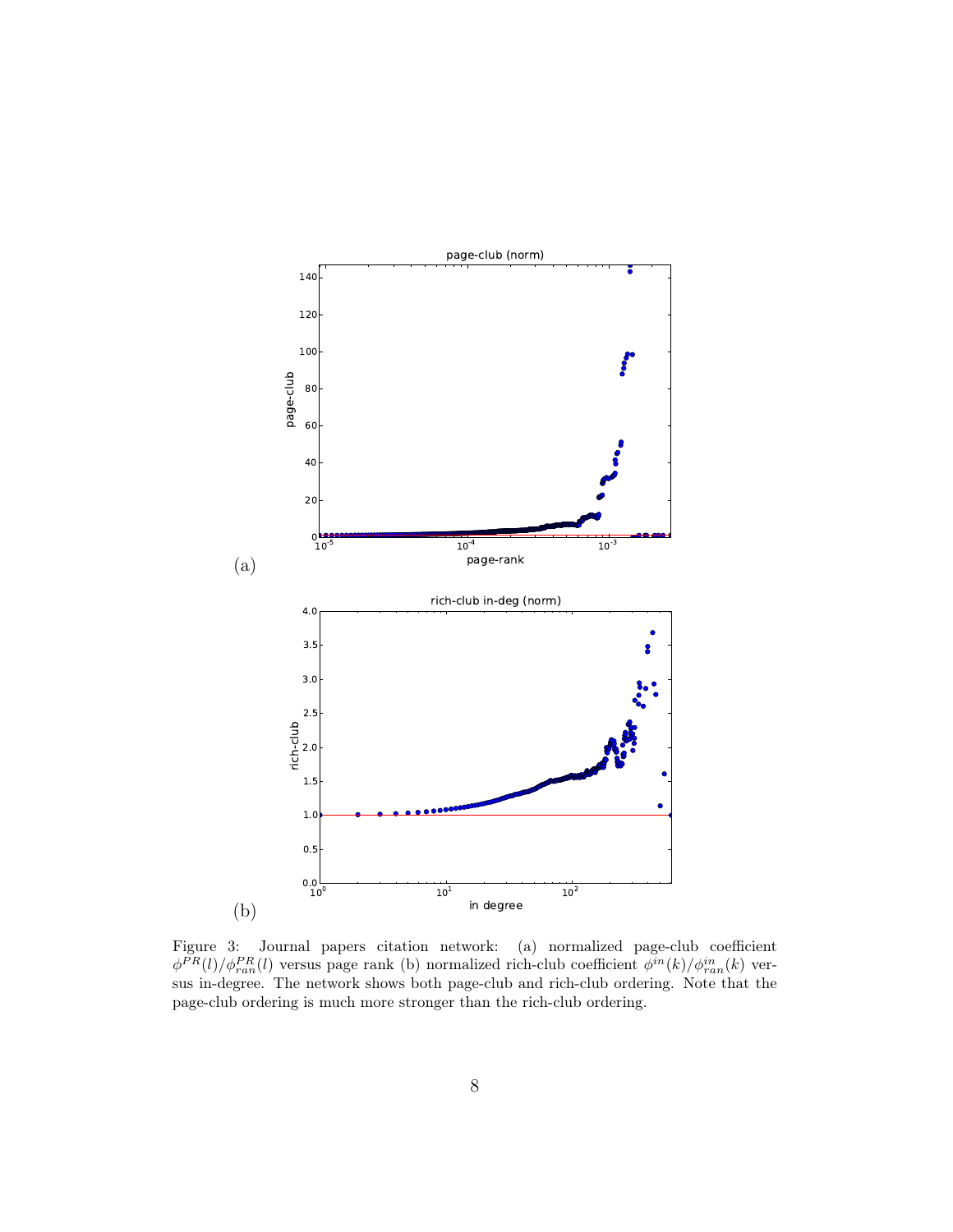(a)

(b)

Figure 3: Journal papers citation network: (a) normalized page-club coefficient $\phi^{PR}(l)/\phi^{PR}_{ran}(l)$ versus page rank (b) normalized rich-club coefficient $\phi^{in}(k)/\phi^{in}_{ran}(k)$ versus in-degree. The network shows both page-club and rich-club ordering. Note that the page-club ordering is much more stronger than the rich-club ordering.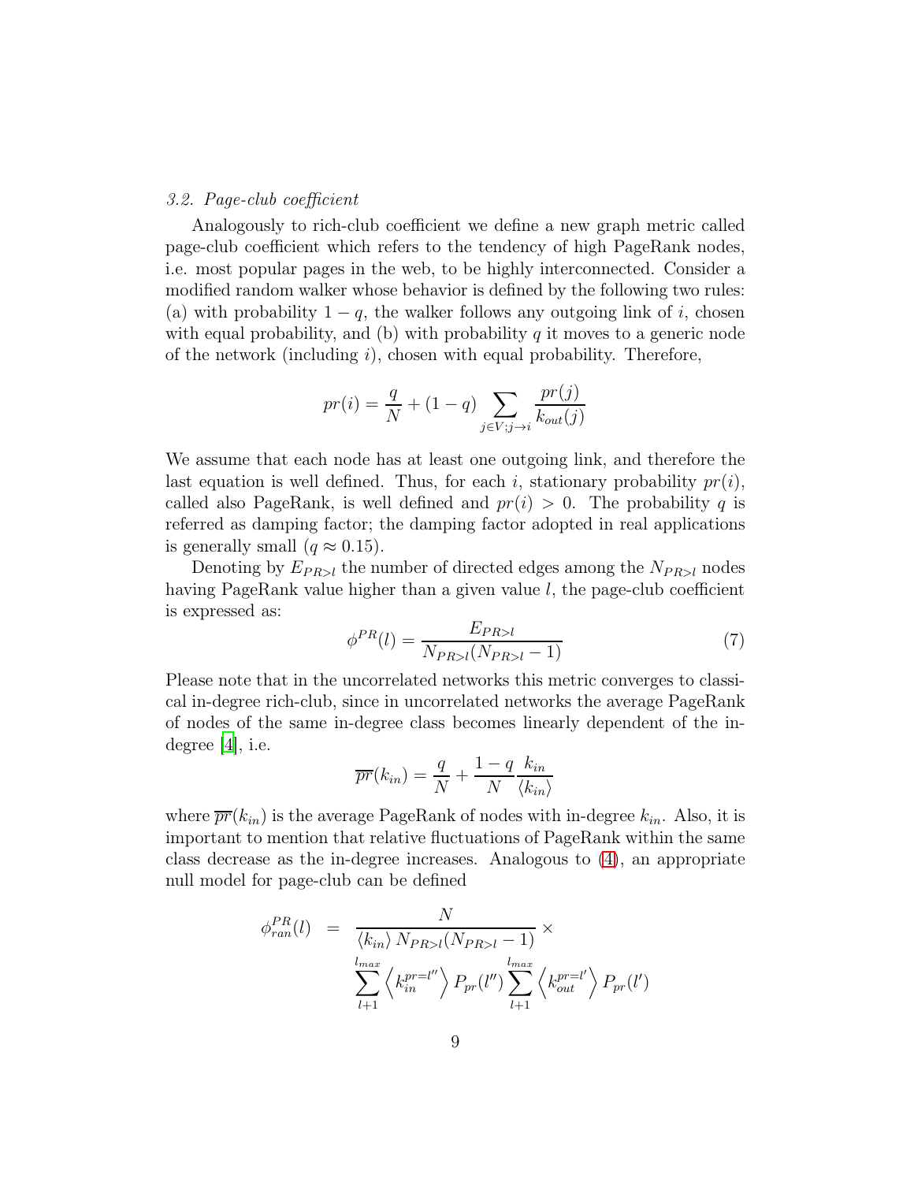### 3.2. Page-club coefficient

Analogously to rich-club coefficient we define a new graph metric called page-club coefficient which refers to the tendency of high PageRank nodes, i.e. most popular pages in the web, to be highly interconnected. Consider a modified random walker whose behavior is defined by the following two rules: (a) with probability $1 - q$, the walker follows any outgoing link of $i$, chosen with equal probability, and (b) with probability $q$ it moves to a generic node of the network (including $i$), chosen with equal probability. Therefore,

$$pr(i) = \frac{q}{N} + (1 - q) \sum_{j \in V; j \to i} \frac{pr(j)}{k_{out}(j)}$$

We assume that each node has at least one outgoing link, and therefore the last equation is well defined. Thus, for each $i$, stationary probability $pr(i)$, called also PageRank, is well defined and $pr(i) > 0$. The probability $q$ is referred as damping factor; the damping factor adopted in real applications is generally small ($q \approx 0.15$).

Denoting by $E_{PR>l}$ the number of directed edges among the $N_{PR>l}$ nodes having PageRank value higher than a given value $l$, the page-club coefficient is expressed as:

$$\phi^{PR}(l) = \frac{E_{PR>l}}{N_{PR>l}(N_{PR>l} - 1)} \tag{7}$$

Please note that in the uncorrelated networks this metric converges to classical in-degree rich-club, since in uncorrelated networks the average PageRank of nodes of the same in-degree class becomes linearly dependent of the in-degree [4], i.e.

$$\overline{pr}(k_{in}) = \frac{q}{N} + \frac{1-q}{N} \frac{k_{in}}{\langle k_{in} \rangle}$$

where $\overline{pr}(k_{in})$ is the average PageRank of nodes with in-degree $k_{in}$. Also, it is important to mention that relative fluctuations of PageRank within the same class decrease as the in-degree increases. Analogous to (4), an appropriate null model for page-club can be defined

$$\begin{aligned} \phi^{PR}_{ran}(l) &= \frac{N}{\langle k_{in} \rangle N_{PR>l}(N_{PR>l} - 1)} \times \\ &\quad \sum_{l+1}^{l_{max}} \left\langle k_{in}^{pr=l''} \right\rangle P_{pr}(l'') \sum_{l+1}^{l_{max}} \left\langle k_{out}^{pr=l'} \right\rangle P_{pr}(l') \end{aligned}$$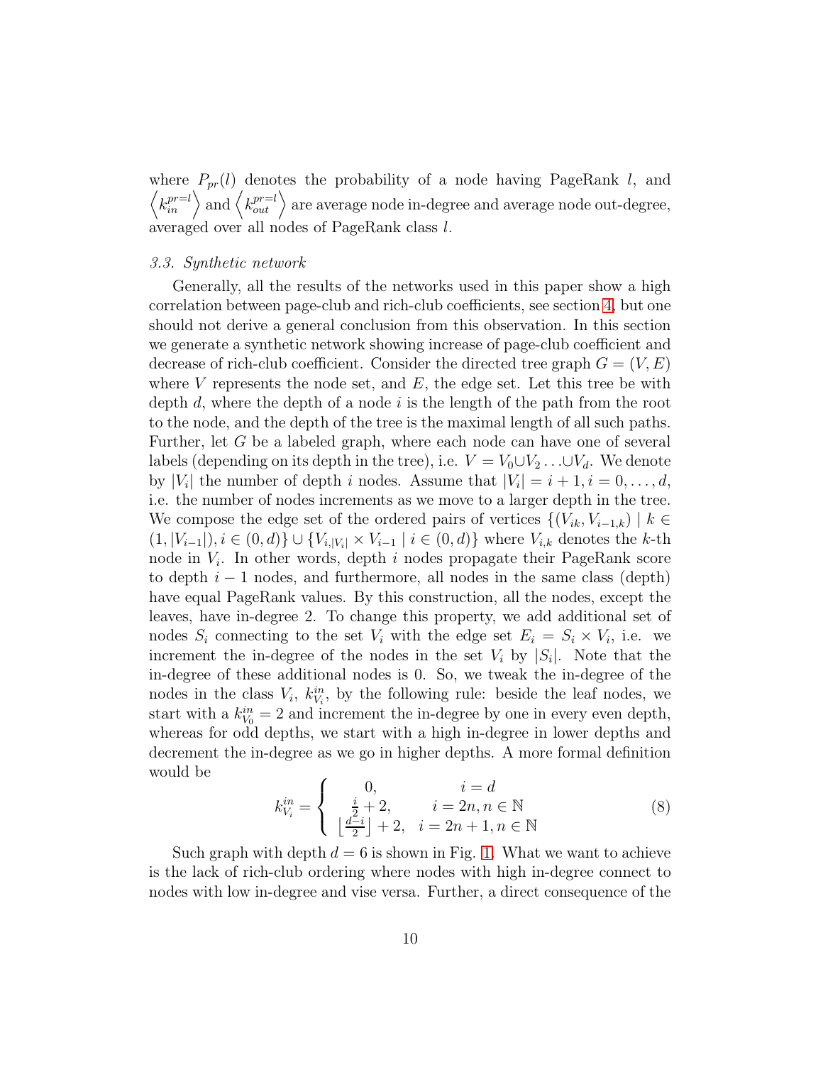where $P_{pr}(l)$ denotes the probability of a node having PageRank $l$, and $\left\langle k_{in}^{pr=l} \right\rangle$ and $\left\langle k_{out}^{pr=l} \right\rangle$ are average node in-degree and average node out-degree, averaged over all nodes of PageRank class $l$.

### *3.3. Synthetic network*

Generally, all the results of the networks used in this paper show a high correlation between page-club and rich-club coefficients, see section 4, but one should not derive a general conclusion from this observation. In this section we generate a synthetic network showing increase of page-club coefficient and decrease of rich-club coefficient. Consider the directed tree graph $G = (V, E)$ where $V$ represents the node set, and $E$, the edge set. Let this tree be with depth $d$, where the depth of a node $i$ is the length of the path from the root to the node, and the depth of the tree is the maximal length of all such paths. Further, let $G$ be a labeled graph, where each node can have one of several labels (depending on its depth in the tree), i.e. $V = V_0 \cup V_2 \ldots \cup V_d$. We denote by $|V_i|$ the number of depth $i$ nodes. Assume that $|V_i| = i + 1, i = 0, \ldots, d$, i.e. the number of nodes increments as we move to a larger depth in the tree. We compose the edge set of the ordered pairs of vertices $\{(V_{ik}, V_{i-1,k}) \mid k \in (1, |V_{i-1}|), i \in (0, d)\} \cup \{V_{i,|V_i|} \times V_{i-1} \mid i \in (0, d)\}$ where $V_{i,k}$ denotes the $k$-th node in $V_i$. In other words, depth $i$ nodes propagate their PageRank score to depth $i-1$ nodes, and furthermore, all nodes in the same class (depth) have equal PageRank values. By this construction, all the nodes, except the leaves, have in-degree 2. To change this property, we add additional set of nodes $S_i$ connecting to the set $V_i$ with the edge set $E_i = S_i \times V_i$, i.e. we increment the in-degree of the nodes in the set $V_i$ by $|S_i|$. Note that the in-degree of these additional nodes is 0. So, we tweak the in-degree of the nodes in the class $V_i$, $k_{V_i}^{in}$, by the following rule: beside the leaf nodes, we start with a $k_{V_0}^{in} = 2$ and increment the in-degree by one in every even depth, whereas for odd depths, we start with a high in-degree in lower depths and decrement the in-degree as we go in higher depths. A more formal definition would be

$$k_{V_i}^{in} = \begin{cases} 0, & i = d \\ \frac{i}{2} + 2, & i = 2n, n \in \mathbb{N} \\ \left\lfloor \frac{d-i}{2} \right\rfloor + 2, & i = 2n+1, n \in \mathbb{N} \end{cases} \tag{8}$$

Such graph with depth $d = 6$ is shown in Fig. 1. What we want to achieve is the lack of rich-club ordering where nodes with high in-degree connect to nodes with low in-degree and vise versa. Further, a direct consequence of the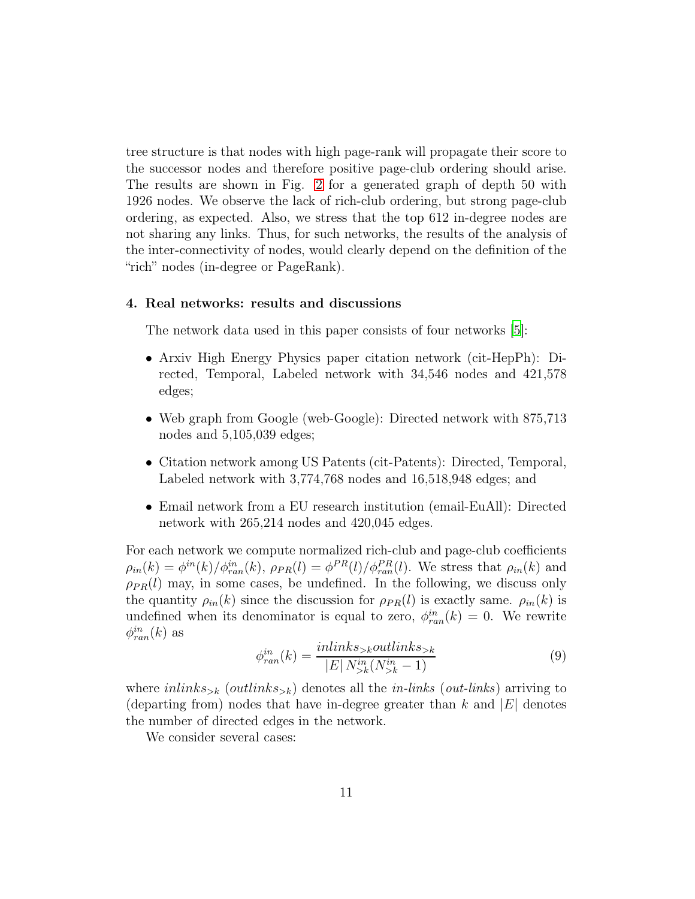tree structure is that nodes with high page-rank will propagate their score to the successor nodes and therefore positive page-club ordering should arise. The results are shown in Fig. 2 for a generated graph of depth 50 with 1926 nodes. We observe the lack of rich-club ordering, but strong page-club ordering, as expected. Also, we stress that the top 612 in-degree nodes are not sharing any links. Thus, for such networks, the results of the analysis of the inter-connectivity of nodes, would clearly depend on the definition of the "rich" nodes (in-degree or PageRank).

## 4. Real networks: results and discussions

The network data used in this paper consists of four networks [5]:

- Arxiv High Energy Physics paper citation network (cit-HepPh): Directed, Temporal, Labeled network with 34,546 nodes and 421,578 edges;
- Web graph from Google (web-Google): Directed network with 875,713 nodes and 5,105,039 edges;
- Citation network among US Patents (cit-Patents): Directed, Temporal, Labeled network with 3,774,768 nodes and 16,518,948 edges; and
- Email network from a EU research institution (email-EuAll): Directed network with 265,214 nodes and 420,045 edges.

For each network we compute normalized rich-club and page-club coefficients $\rho_{in}(k) = \phi^{in}(k)/\phi^{in}_{ran}(k)$, $\rho_{PR}(l) = \phi^{PR}(l)/\phi^{PR}_{ran}(l)$. We stress that $\rho_{in}(k)$ and $\rho_{PR}(l)$ may, in some cases, be undefined. In the following, we discuss only the quantity $\rho_{in}(k)$ since the discussion for $\rho_{PR}(l)$ is exactly same. $\rho_{in}(k)$ is undefined when its denominator is equal to zero, $\phi^{in}_{ran}(k) = 0$. We rewrite $\phi^{in}_{ran}(k)$ as

$$\phi^{in}_{ran}(k) = \frac{inlinks_{>k} outlinks_{>k}}{|E|\, N^{in}_{>k}(N^{in}_{>k} - 1)} \tag{9}$$

where $inlinks_{>k}$ ($outlinks_{>k}$) denotes all the *in-links* (*out-links*) arriving to (departing from) nodes that have in-degree greater than $k$ and $|E|$ denotes the number of directed edges in the network.

We consider several cases: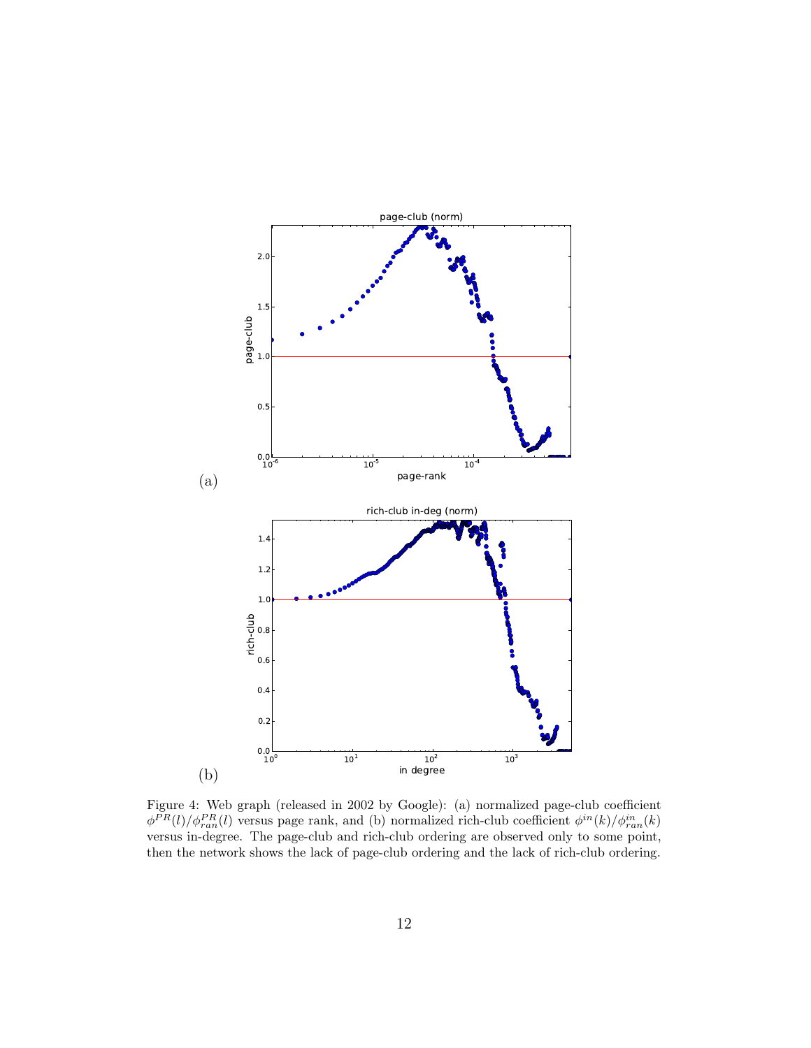Figure 4: Web graph (released in 2002 by Google): (a) normalized page-club coefficient $\phi^{PR}(l)/\phi^{PR}_{ran}(l)$ versus page rank, and (b) normalized rich-club coefficient $\phi^{in}(k)/\phi^{in}_{ran}(k)$ versus in-degree. The page-club and rich-club ordering are observed only to some point, then the network shows the lack of page-club ordering and the lack of rich-club ordering.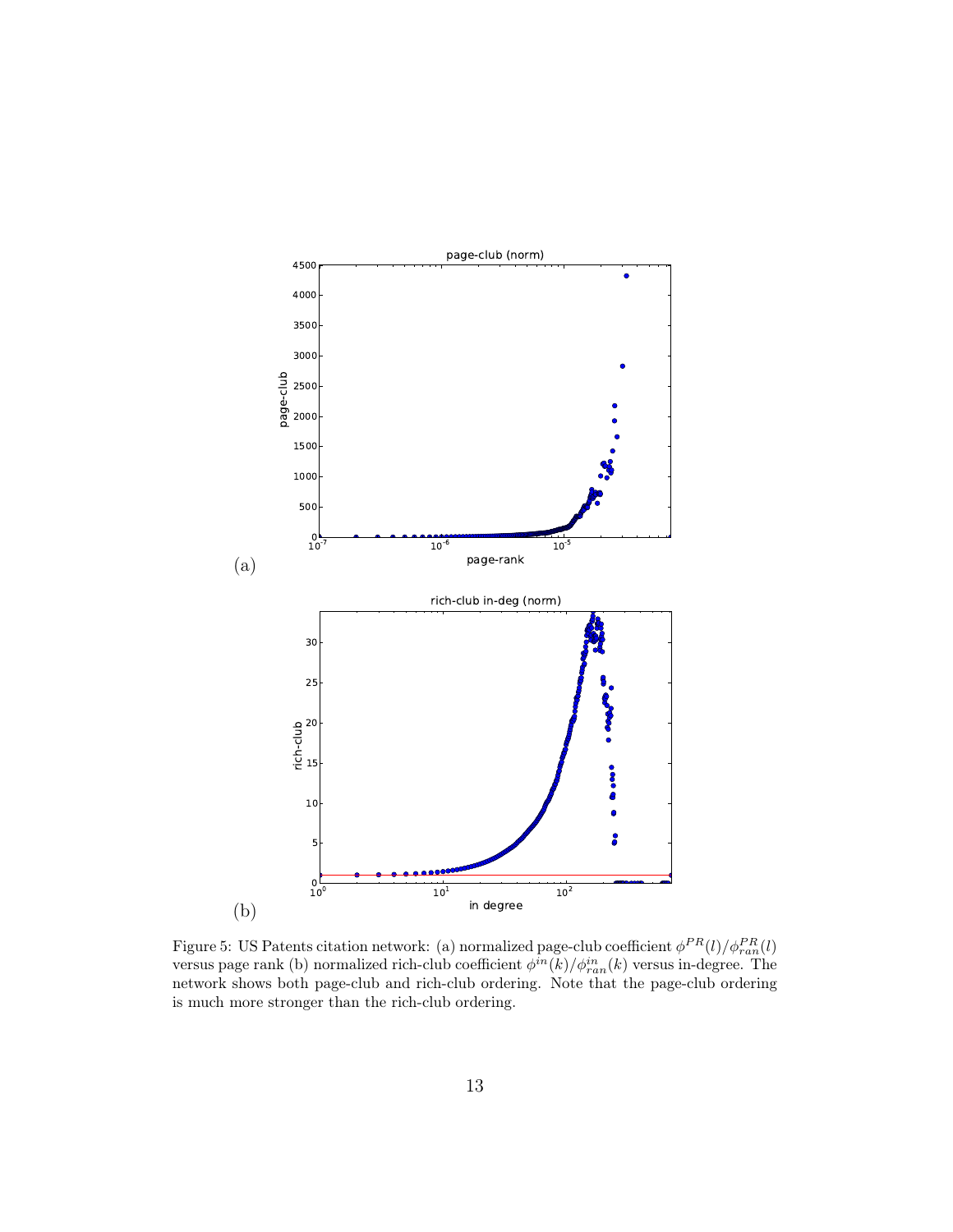(a)

(b)

Figure 5: US Patents citation network: (a) normalized page-club coefficient $\phi^{PR}(l)/\phi^{PR}_{ran}(l)$ versus page rank (b) normalized rich-club coefficient $\phi^{in}(k)/\phi^{in}_{ran}(k)$ versus in-degree. The network shows both page-club and rich-club ordering. Note that the page-club ordering is much more stronger than the rich-club ordering.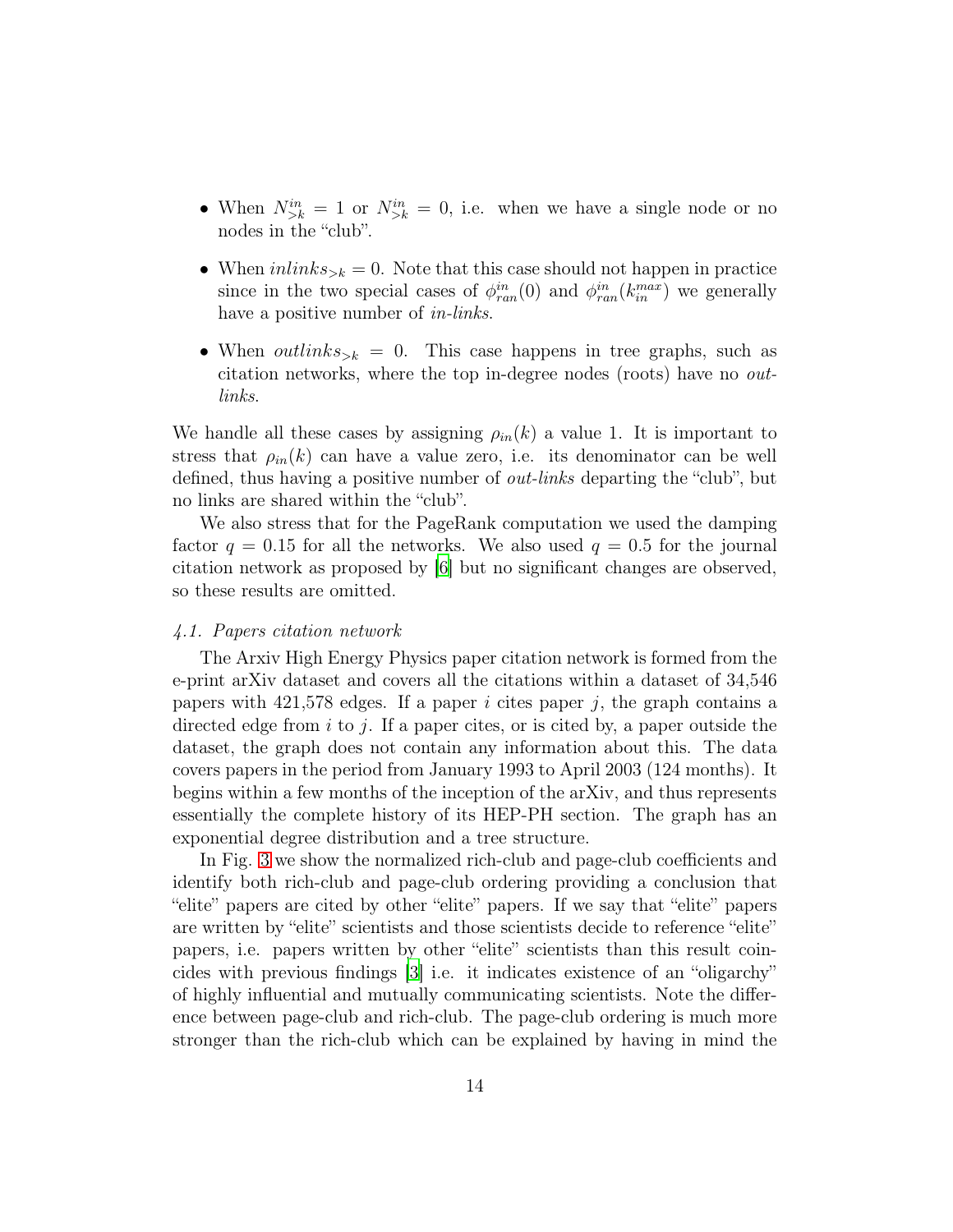- When $N_{>k}^{in} = 1$ or $N_{>k}^{in} = 0$, i.e. when we have a single node or no nodes in the "club".
- When $inlinks_{>k} = 0$. Note that this case should not happen in practice since in the two special cases of $\phi_{ran}^{in}(0)$ and $\phi_{ran}^{in}(k_{in}^{max})$ we generally have a positive number of *in-links*.
- When $outlinks_{>k} = 0$. This case happens in tree graphs, such as citation networks, where the top in-degree nodes (roots) have no *out-links*.

We handle all these cases by assigning $\rho_{in}(k)$ a value 1. It is important to stress that $\rho_{in}(k)$ can have a value zero, i.e. its denominator can be well defined, thus having a positive number of *out-links* departing the "club", but no links are shared within the "club".

We also stress that for the PageRank computation we used the damping factor $q = 0.15$ for all the networks. We also used $q = 0.5$ for the journal citation network as proposed by [6] but no significant changes are observed, so these results are omitted.

### *4.1. Papers citation network*

The Arxiv High Energy Physics paper citation network is formed from the e-print arXiv dataset and covers all the citations within a dataset of 34,546 papers with 421,578 edges. If a paper $i$ cites paper $j$, the graph contains a directed edge from $i$ to $j$. If a paper cites, or is cited by, a paper outside the dataset, the graph does not contain any information about this. The data covers papers in the period from January 1993 to April 2003 (124 months). It begins within a few months of the inception of the arXiv, and thus represents essentially the complete history of its HEP-PH section. The graph has an exponential degree distribution and a tree structure.

In Fig. 3 we show the normalized rich-club and page-club coefficients and identify both rich-club and page-club ordering providing a conclusion that "elite" papers are cited by other "elite" papers. If we say that "elite" papers are written by "elite" scientists and those scientists decide to reference "elite" papers, i.e. papers written by other "elite" scientists than this result coincides with previous findings [3] i.e. it indicates existence of an "oligarchy" of highly influential and mutually communicating scientists. Note the difference between page-club and rich-club. The page-club ordering is much more stronger than the rich-club which can be explained by having in mind the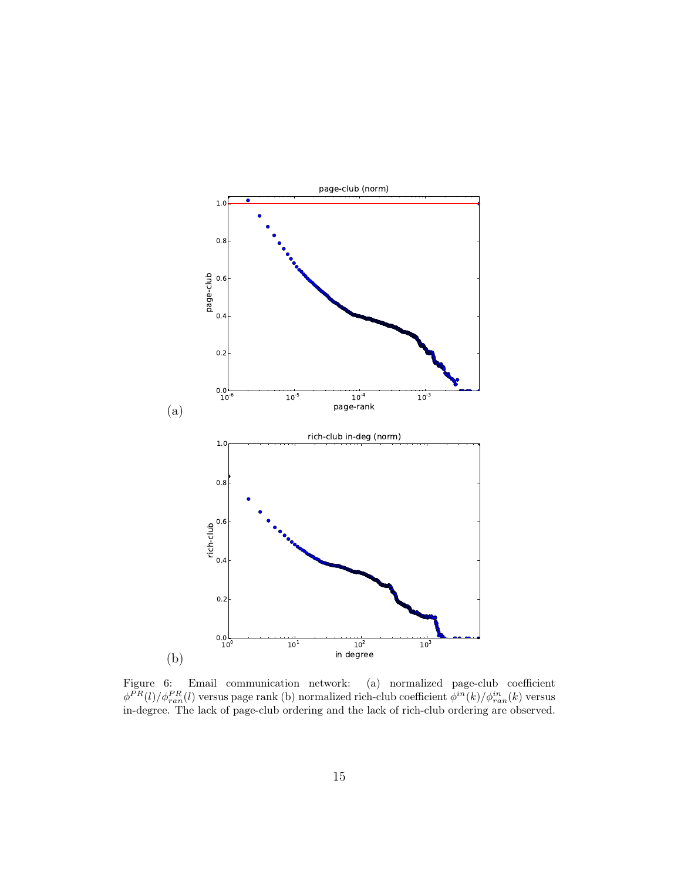(a)

(b)

Figure 6: Email communication network: (a) normalized page-club coefficient $\phi^{PR}(l)/\phi^{PR}_{ran}(l)$ versus page rank (b) normalized rich-club coefficient $\phi^{in}(k)/\phi^{in}_{ran}(k)$ versus in-degree. The lack of page-club ordering and the lack of rich-club ordering are observed.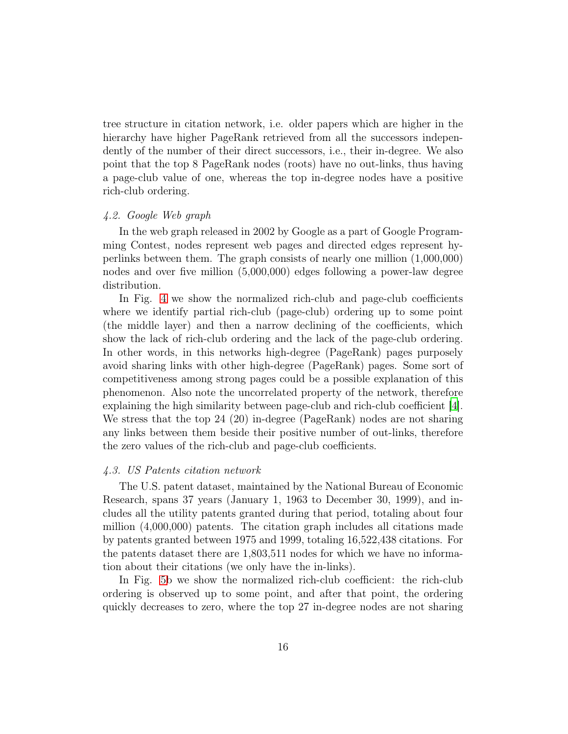tree structure in citation network, i.e. older papers which are higher in the hierarchy have higher PageRank retrieved from all the successors independently of the number of their direct successors, i.e., their in-degree. We also point that the top 8 PageRank nodes (roots) have no out-links, thus having a page-club value of one, whereas the top in-degree nodes have a positive rich-club ordering.

### *4.2. Google Web graph*

In the web graph released in 2002 by Google as a part of Google Programming Contest, nodes represent web pages and directed edges represent hyperlinks between them. The graph consists of nearly one million (1,000,000) nodes and over five million (5,000,000) edges following a power-law degree distribution.

In Fig. 4 we show the normalized rich-club and page-club coefficients where we identify partial rich-club (page-club) ordering up to some point (the middle layer) and then a narrow declining of the coefficients, which show the lack of rich-club ordering and the lack of the page-club ordering. In other words, in this networks high-degree (PageRank) pages purposely avoid sharing links with other high-degree (PageRank) pages. Some sort of competitiveness among strong pages could be a possible explanation of this phenomenon. Also note the uncorrelated property of the network, therefore explaining the high similarity between page-club and rich-club coefficient [4]. We stress that the top 24 (20) in-degree (PageRank) nodes are not sharing any links between them beside their positive number of out-links, therefore the zero values of the rich-club and page-club coefficients.

### *4.3. US Patents citation network*

The U.S. patent dataset, maintained by the National Bureau of Economic Research, spans 37 years (January 1, 1963 to December 30, 1999), and includes all the utility patents granted during that period, totaling about four million (4,000,000) patents. The citation graph includes all citations made by patents granted between 1975 and 1999, totaling 16,522,438 citations. For the patents dataset there are 1,803,511 nodes for which we have no information about their citations (we only have the in-links).

In Fig. 5b we show the normalized rich-club coefficient: the rich-club ordering is observed up to some point, and after that point, the ordering quickly decreases to zero, where the top 27 in-degree nodes are not sharing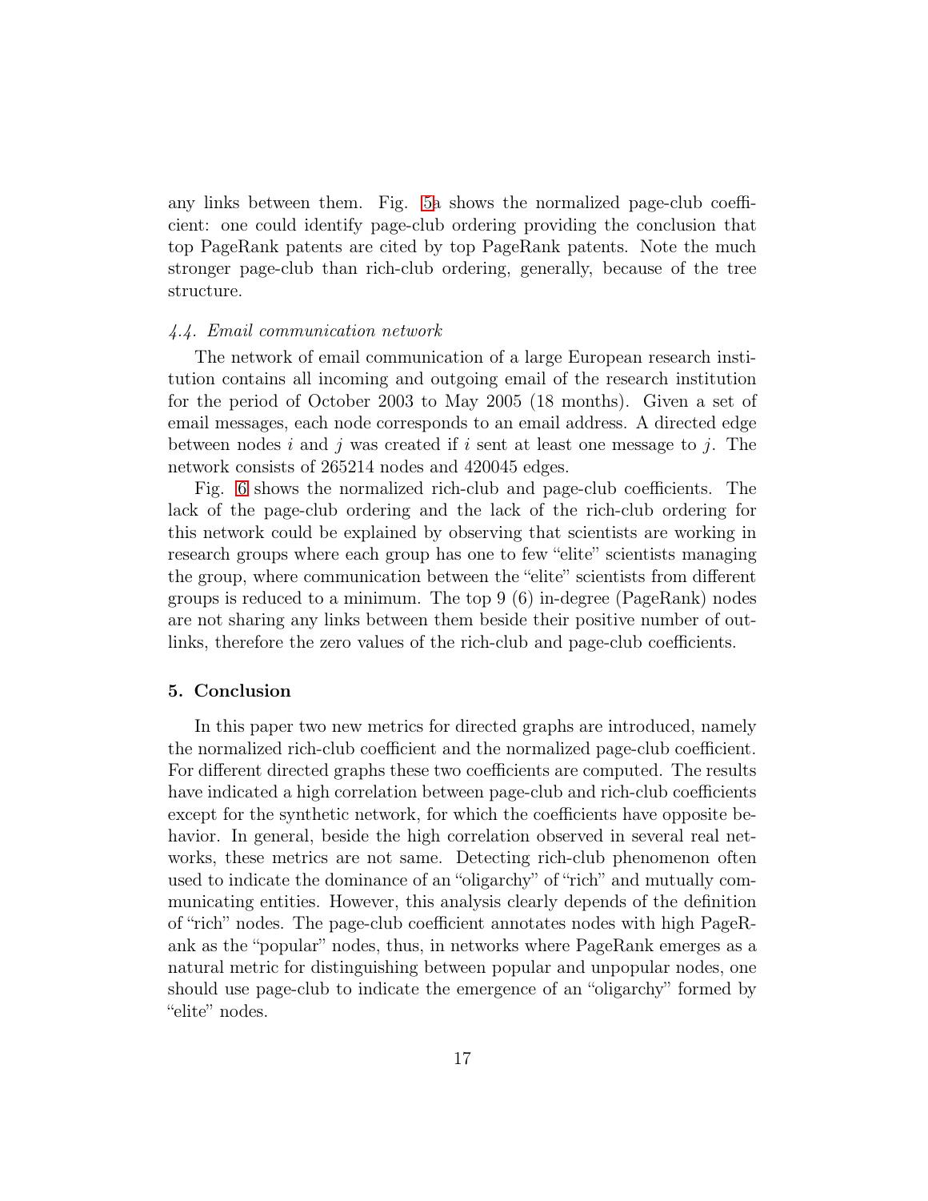any links between them. Fig. 5a shows the normalized page-club coefficient: one could identify page-club ordering providing the conclusion that top PageRank patents are cited by top PageRank patents. Note the much stronger page-club than rich-club ordering, generally, because of the tree structure.

### 4.4. Email communication network

The network of email communication of a large European research institution contains all incoming and outgoing email of the research institution for the period of October 2003 to May 2005 (18 months). Given a set of email messages, each node corresponds to an email address. A directed edge between nodes $i$ and $j$ was created if $i$ sent at least one message to $j$. The network consists of 265214 nodes and 420045 edges.

Fig. 6 shows the normalized rich-club and page-club coefficients. The lack of the page-club ordering and the lack of the rich-club ordering for this network could be explained by observing that scientists are working in research groups where each group has one to few "elite" scientists managing the group, where communication between the "elite" scientists from different groups is reduced to a minimum. The top 9 (6) in-degree (PageRank) nodes are not sharing any links between them beside their positive number of out-links, therefore the zero values of the rich-club and page-club coefficients.

## 5. Conclusion

In this paper two new metrics for directed graphs are introduced, namely the normalized rich-club coefficient and the normalized page-club coefficient. For different directed graphs these two coefficients are computed. The results have indicated a high correlation between page-club and rich-club coefficients except for the synthetic network, for which the coefficients have opposite behavior. In general, beside the high correlation observed in several real networks, these metrics are not same. Detecting rich-club phenomenon often used to indicate the dominance of an "oligarchy" of "rich" and mutually communicating entities. However, this analysis clearly depends of the definition of "rich" nodes. The page-club coefficient annotates nodes with high PageRank as the "popular" nodes, thus, in networks where PageRank emerges as a natural metric for distinguishing between popular and unpopular nodes, one should use page-club to indicate the emergence of an "oligarchy" formed by "elite" nodes.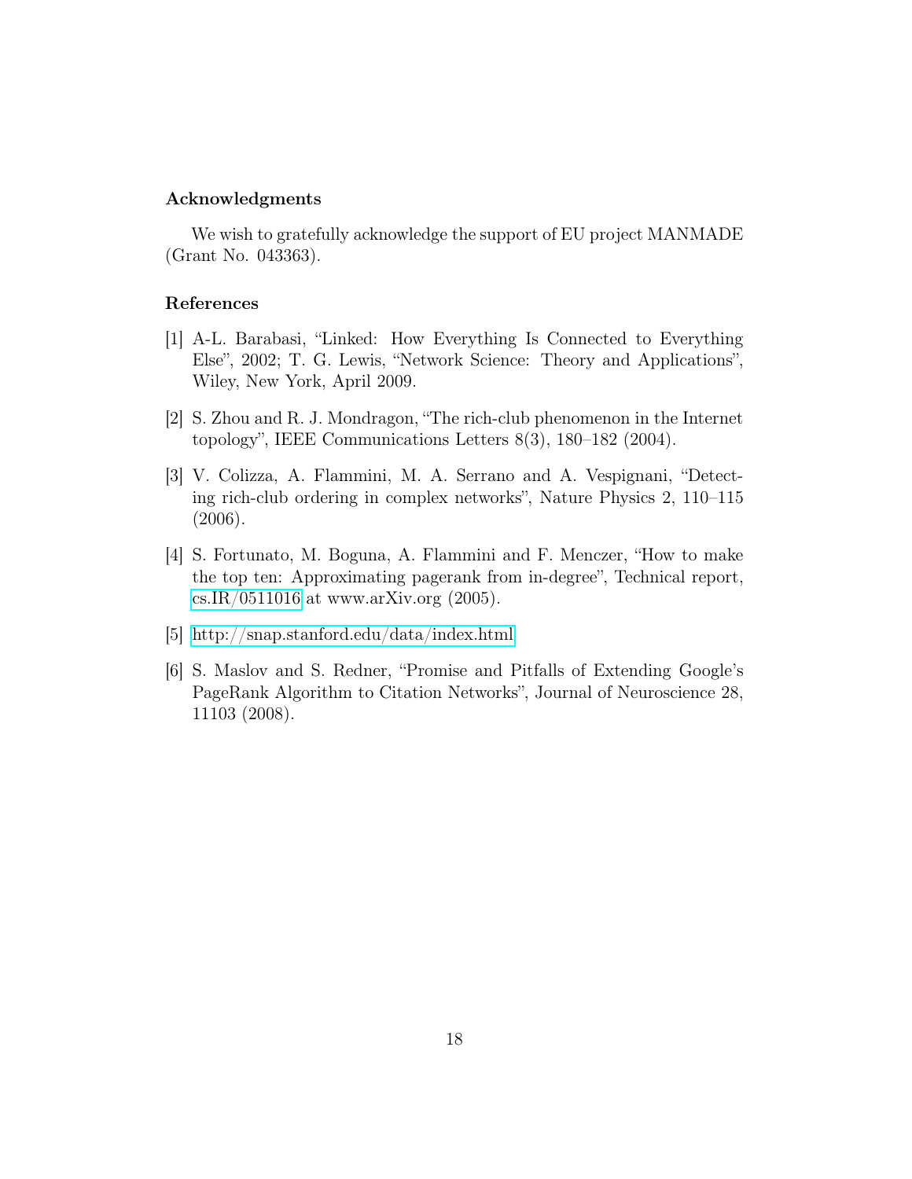### Acknowledgments

We wish to gratefully acknowledge the support of EU project MANMADE (Grant No. 043363).

### References

[1] A-L. Barabasi, "Linked: How Everything Is Connected to Everything Else", 2002; T. G. Lewis, "Network Science: Theory and Applications", Wiley, New York, April 2009.

[2] S. Zhou and R. J. Mondragon, "The rich-club phenomenon in the Internet topology", IEEE Communications Letters 8(3), 180–182 (2004).

[3] V. Colizza, A. Flammini, M. A. Serrano and A. Vespignani, "Detecting rich-club ordering in complex networks", Nature Physics 2, 110–115 (2006).

[4] S. Fortunato, M. Boguna, A. Flammini and F. Menczer, "How to make the top ten: Approximating pagerank from in-degree", Technical report, cs.IR/0511016 at www.arXiv.org (2005).

[5] http://snap.stanford.edu/data/index.html

[6] S. Maslov and S. Redner, "Promise and Pitfalls of Extending Google's PageRank Algorithm to Citation Networks", Journal of Neuroscience 28, 11103 (2008).